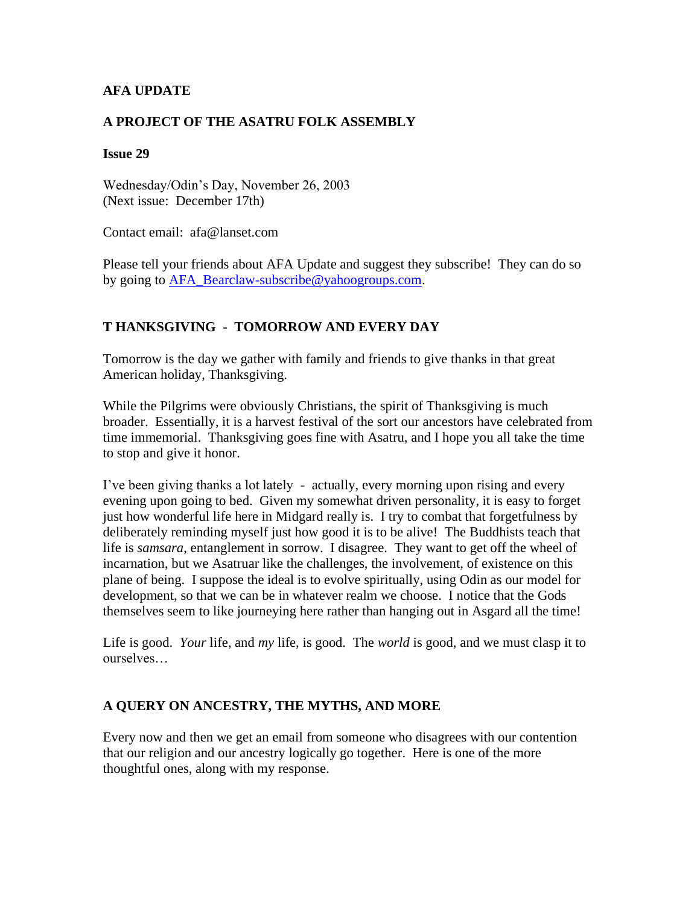**AFA UPDATE**

**A PROJECT OF THE ASATRU FOLK ASSEMBLY**

**Issue 29**

Wednesday/Odin's Day, November 26, 2003
(Next issue: December 17th)

Contact email: afa@lanset.com

Please tell your friends about AFA Update and suggest they subscribe! They can do so by going to AFA_Bearclaw-subscribe@yahoogroups.com.

## T HANKSGIVING - TOMORROW AND EVERY DAY

Tomorrow is the day we gather with family and friends to give thanks in that great American holiday, Thanksgiving.

While the Pilgrims were obviously Christians, the spirit of Thanksgiving is much broader. Essentially, it is a harvest festival of the sort our ancestors have celebrated from time immemorial. Thanksgiving goes fine with Asatru, and I hope you all take the time to stop and give it honor.

I've been giving thanks a lot lately - actually, every morning upon rising and every evening upon going to bed. Given my somewhat driven personality, it is easy to forget just how wonderful life here in Midgard really is. I try to combat that forgetfulness by deliberately reminding myself just how good it is to be alive! The Buddhists teach that life is *samsara*, entanglement in sorrow. I disagree. They want to get off the wheel of incarnation, but we Asatruar like the challenges, the involvement, of existence on this plane of being. I suppose the ideal is to evolve spiritually, using Odin as our model for development, so that we can be in whatever realm we choose. I notice that the Gods themselves seem to like journeying here rather than hanging out in Asgard all the time!

Life is good. *Your* life, and *my* life, is good. The *world* is good, and we must clasp it to ourselves…

## A QUERY ON ANCESTRY, THE MYTHS, AND MORE

Every now and then we get an email from someone who disagrees with our contention that our religion and our ancestry logically go together. Here is one of the more thoughtful ones, along with my response.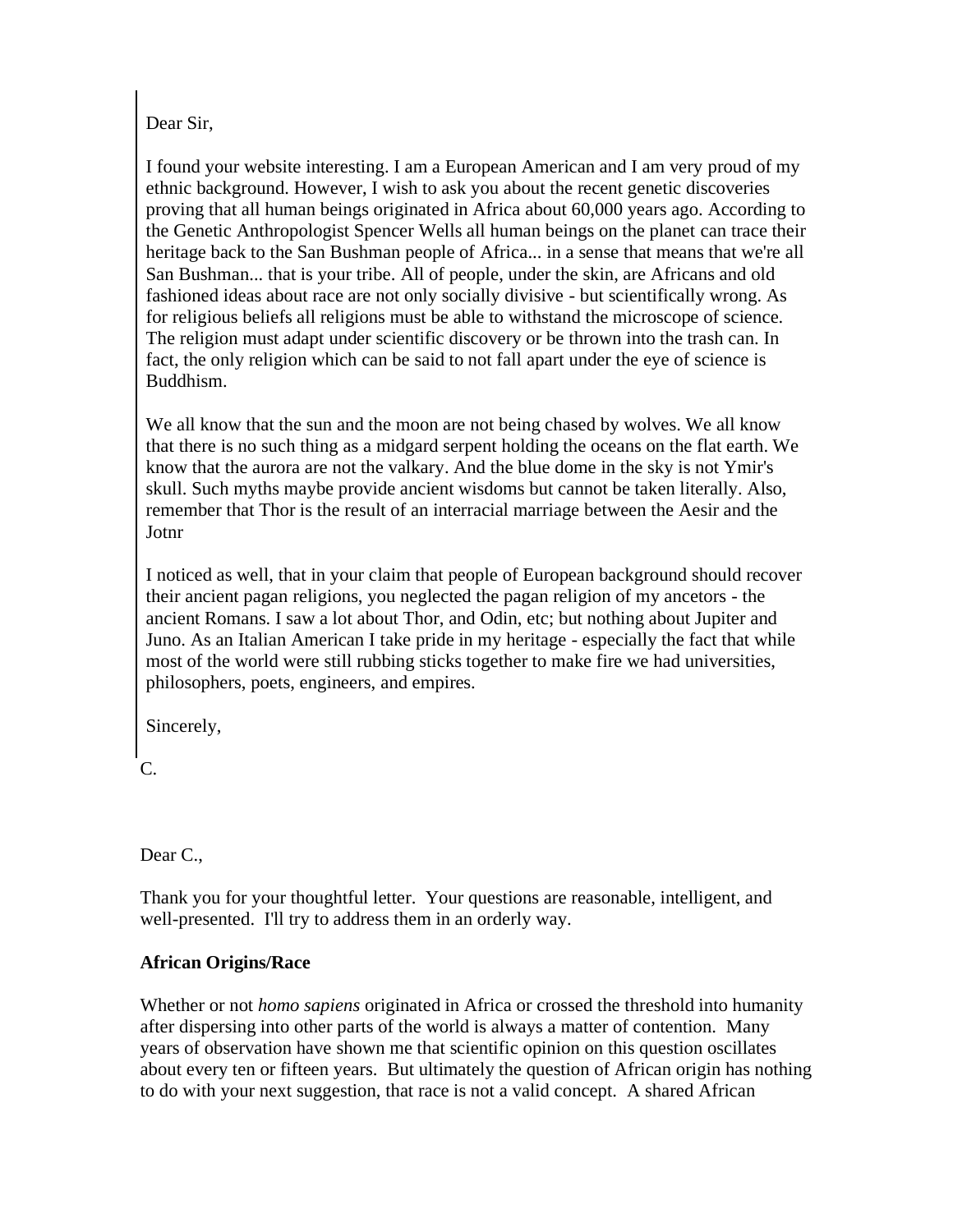Dear Sir,

I found your website interesting. I am a European American and I am very proud of my ethnic background. However, I wish to ask you about the recent genetic discoveries proving that all human beings originated in Africa about 60,000 years ago. According to the Genetic Anthropologist Spencer Wells all human beings on the planet can trace their heritage back to the San Bushman people of Africa... in a sense that means that we're all San Bushman... that is your tribe. All of people, under the skin, are Africans and old fashioned ideas about race are not only socially divisive - but scientifically wrong. As for religious beliefs all religions must be able to withstand the microscope of science. The religion must adapt under scientific discovery or be thrown into the trash can. In fact, the only religion which can be said to not fall apart under the eye of science is Buddhism.

We all know that the sun and the moon are not being chased by wolves. We all know that there is no such thing as a midgard serpent holding the oceans on the flat earth. We know that the aurora are not the valkary. And the blue dome in the sky is not Ymir's skull. Such myths maybe provide ancient wisdoms but cannot be taken literally. Also, remember that Thor is the result of an interracial marriage between the Aesir and the Jotnr

I noticed as well, that in your claim that people of European background should recover their ancient pagan religions, you neglected the pagan religion of my ancetors - the ancient Romans. I saw a lot about Thor, and Odin, etc; but nothing about Jupiter and Juno. As an Italian American I take pride in my heritage - especially the fact that while most of the world were still rubbing sticks together to make fire we had universities, philosophers, poets, engineers, and empires.

Sincerely,

C.

Dear C.,

Thank you for your thoughtful letter. Your questions are reasonable, intelligent, and well-presented. I'll try to address them in an orderly way.

**African Origins/Race**

Whether or not *homo sapiens* originated in Africa or crossed the threshold into humanity after dispersing into other parts of the world is always a matter of contention. Many years of observation have shown me that scientific opinion on this question oscillates about every ten or fifteen years. But ultimately the question of African origin has nothing to do with your next suggestion, that race is not a valid concept. A shared African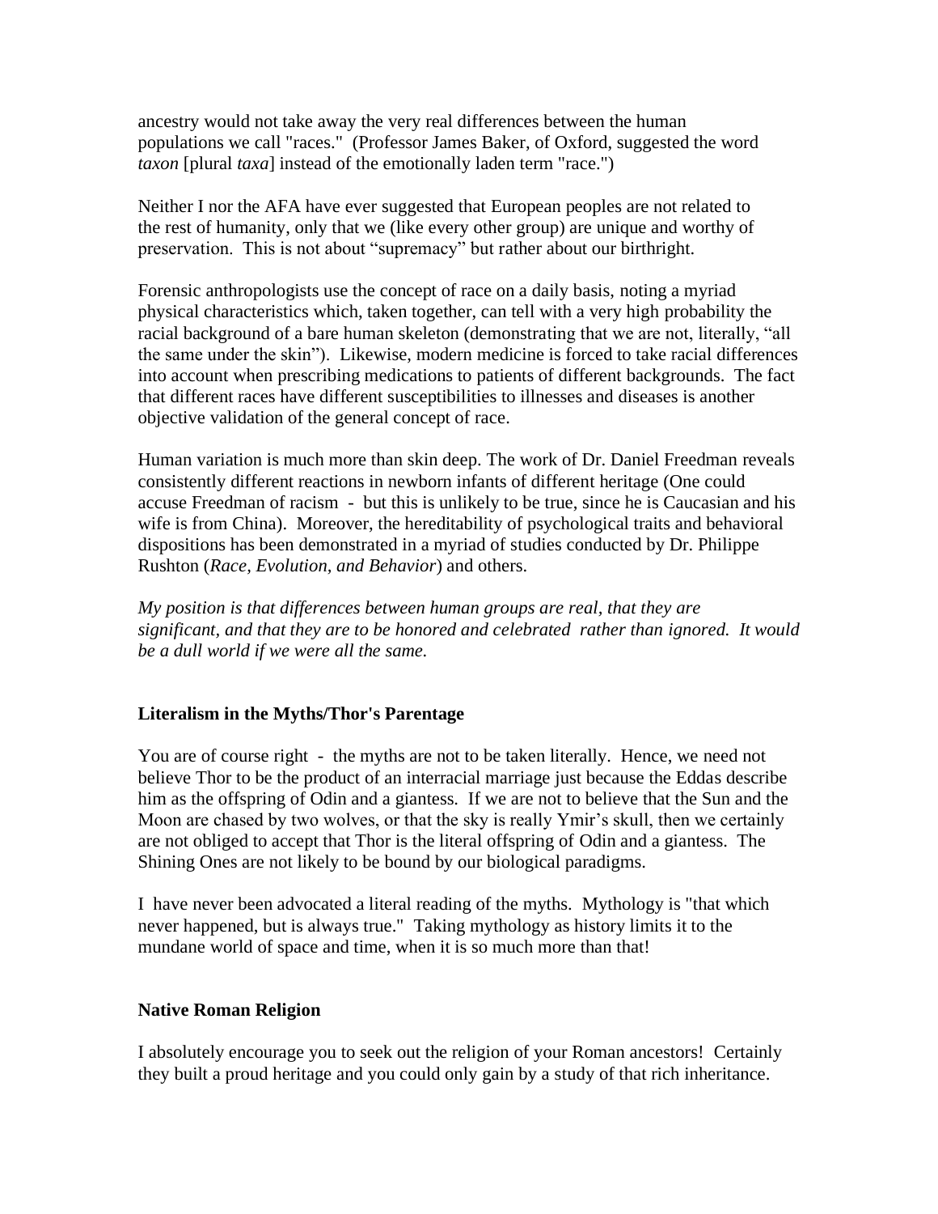ancestry would not take away the very real differences between the human populations we call "races." (Professor James Baker, of Oxford, suggested the word *taxon* [plural *taxa*] instead of the emotionally laden term "race.")

Neither I nor the AFA have ever suggested that European peoples are not related to the rest of humanity, only that we (like every other group) are unique and worthy of preservation. This is not about "supremacy" but rather about our birthright.

Forensic anthropologists use the concept of race on a daily basis, noting a myriad physical characteristics which, taken together, can tell with a very high probability the racial background of a bare human skeleton (demonstrating that we are not, literally, "all the same under the skin"). Likewise, modern medicine is forced to take racial differences into account when prescribing medications to patients of different backgrounds. The fact that different races have different susceptibilities to illnesses and diseases is another objective validation of the general concept of race.

Human variation is much more than skin deep. The work of Dr. Daniel Freedman reveals consistently different reactions in newborn infants of different heritage (One could accuse Freedman of racism - but this is unlikely to be true, since he is Caucasian and his wife is from China). Moreover, the hereditability of psychological traits and behavioral dispositions has been demonstrated in a myriad of studies conducted by Dr. Philippe Rushton (*Race, Evolution, and Behavior*) and others.

*My position is that differences between human groups are real, that they are significant, and that they are to be honored and celebrated rather than ignored. It would be a dull world if we were all the same.*

**Literalism in the Myths/Thor's Parentage**

You are of course right - the myths are not to be taken literally. Hence, we need not believe Thor to be the product of an interracial marriage just because the Eddas describe him as the offspring of Odin and a giantess. If we are not to believe that the Sun and the Moon are chased by two wolves, or that the sky is really Ymir's skull, then we certainly are not obliged to accept that Thor is the literal offspring of Odin and a giantess. The Shining Ones are not likely to be bound by our biological paradigms.

I have never been advocated a literal reading of the myths. Mythology is "that which never happened, but is always true." Taking mythology as history limits it to the mundane world of space and time, when it is so much more than that!

**Native Roman Religion**

I absolutely encourage you to seek out the religion of your Roman ancestors! Certainly they built a proud heritage and you could only gain by a study of that rich inheritance.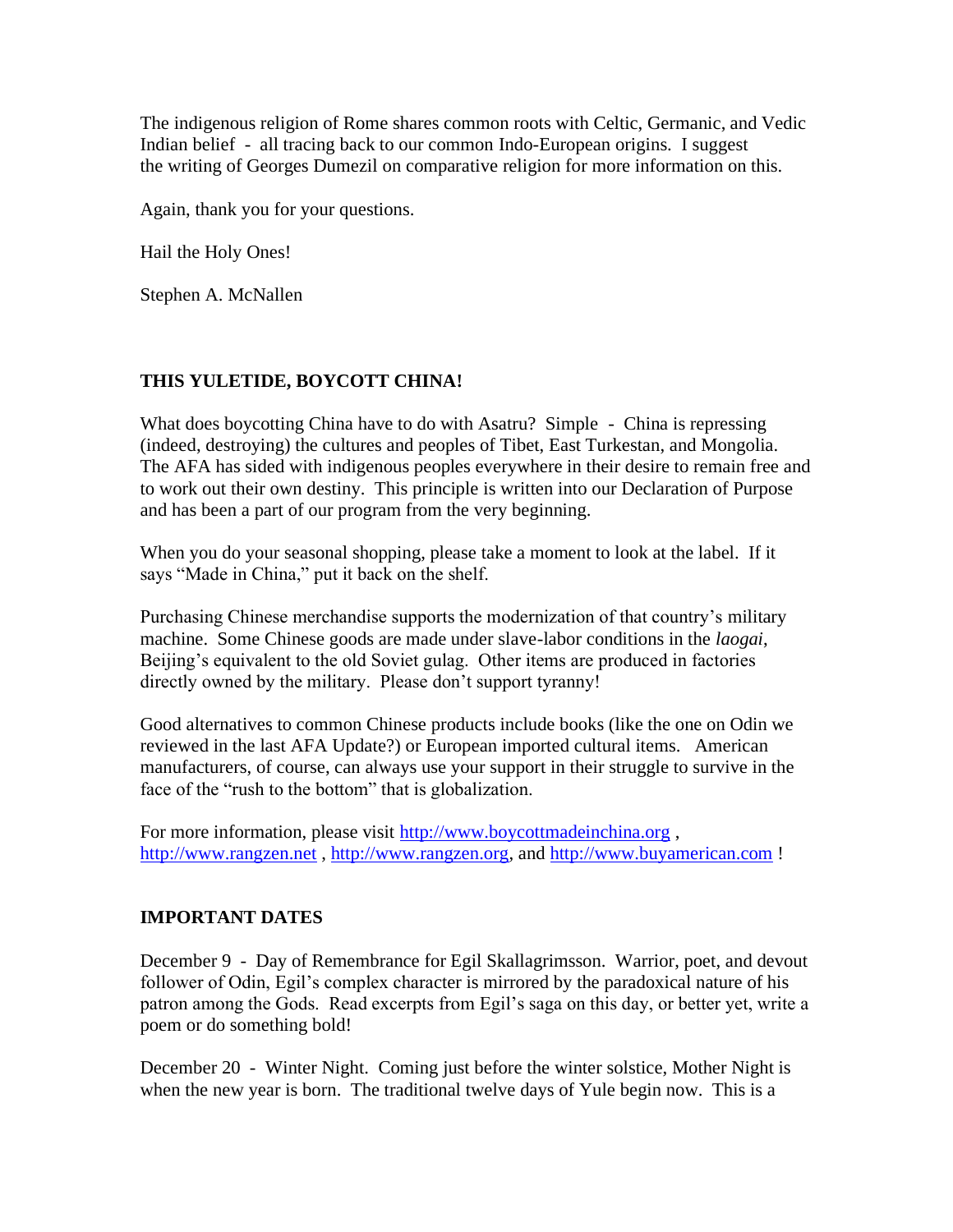The indigenous religion of Rome shares common roots with Celtic, Germanic, and Vedic Indian belief - all tracing back to our common Indo-European origins. I suggest the writing of Georges Dumezil on comparative religion for more information on this.

Again, thank you for your questions.

Hail the Holy Ones!

Stephen A. McNallen

## THIS YULETIDE, BOYCOTT CHINA!

What does boycotting China have to do with Asatru? Simple - China is repressing (indeed, destroying) the cultures and peoples of Tibet, East Turkestan, and Mongolia. The AFA has sided with indigenous peoples everywhere in their desire to remain free and to work out their own destiny. This principle is written into our Declaration of Purpose and has been a part of our program from the very beginning.

When you do your seasonal shopping, please take a moment to look at the label. If it says "Made in China," put it back on the shelf.

Purchasing Chinese merchandise supports the modernization of that country's military machine. Some Chinese goods are made under slave-labor conditions in the *laogai*, Beijing's equivalent to the old Soviet gulag. Other items are produced in factories directly owned by the military. Please don't support tyranny!

Good alternatives to common Chinese products include books (like the one on Odin we reviewed in the last AFA Update?) or European imported cultural items. American manufacturers, of course, can always use your support in their struggle to survive in the face of the "rush to the bottom" that is globalization.

For more information, please visit http://www.boycottmadeinchina.org , http://www.rangzen.net , http://www.rangzen.org, and http://www.buyamerican.com !

## IMPORTANT DATES

December 9 - Day of Remembrance for Egil Skallagrimsson. Warrior, poet, and devout follower of Odin, Egil's complex character is mirrored by the paradoxical nature of his patron among the Gods. Read excerpts from Egil's saga on this day, or better yet, write a poem or do something bold!

December 20 - Winter Night. Coming just before the winter solstice, Mother Night is when the new year is born. The traditional twelve days of Yule begin now. This is a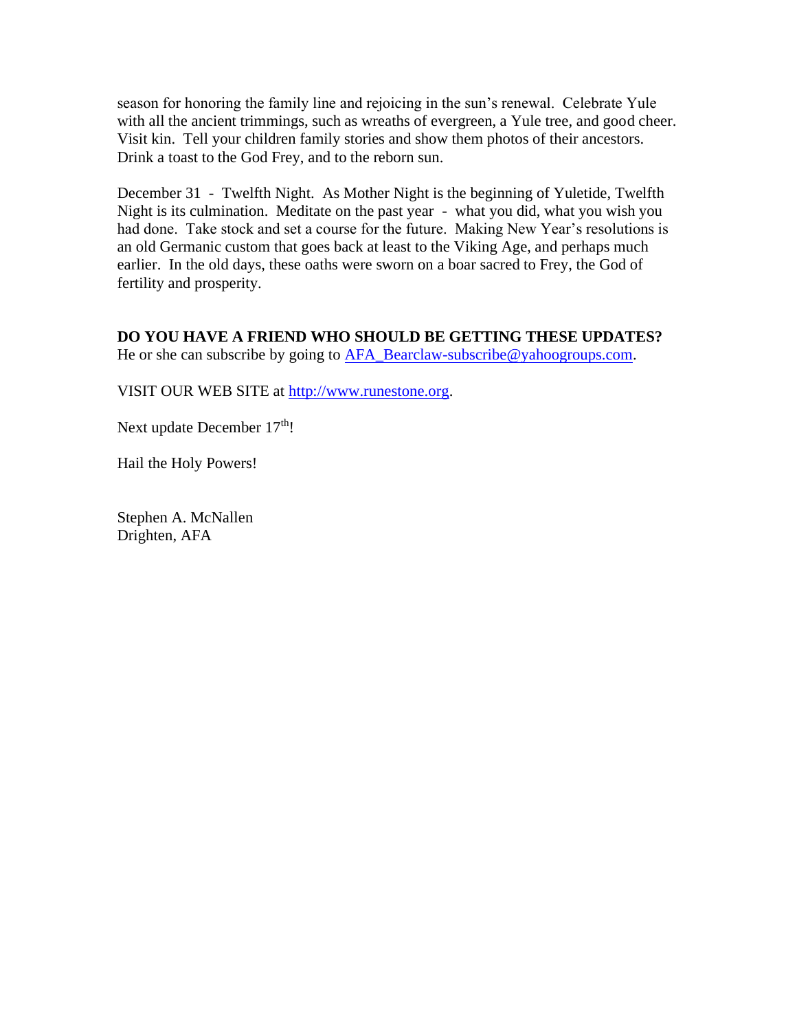season for honoring the family line and rejoicing in the sun's renewal. Celebrate Yule with all the ancient trimmings, such as wreaths of evergreen, a Yule tree, and good cheer. Visit kin. Tell your children family stories and show them photos of their ancestors. Drink a toast to the God Frey, and to the reborn sun.

December 31 - Twelfth Night. As Mother Night is the beginning of Yuletide, Twelfth Night is its culmination. Meditate on the past year - what you did, what you wish you had done. Take stock and set a course for the future. Making New Year's resolutions is an old Germanic custom that goes back at least to the Viking Age, and perhaps much earlier. In the old days, these oaths were sworn on a boar sacred to Frey, the God of fertility and prosperity.

**DO YOU HAVE A FRIEND WHO SHOULD BE GETTING THESE UPDATES?**
He or she can subscribe by going to AFA_Bearclaw-subscribe@yahoogroups.com.

VISIT OUR WEB SITE at http://www.runestone.org.

Next update December 17th!

Hail the Holy Powers!

Stephen A. McNallen
Drighten, AFA